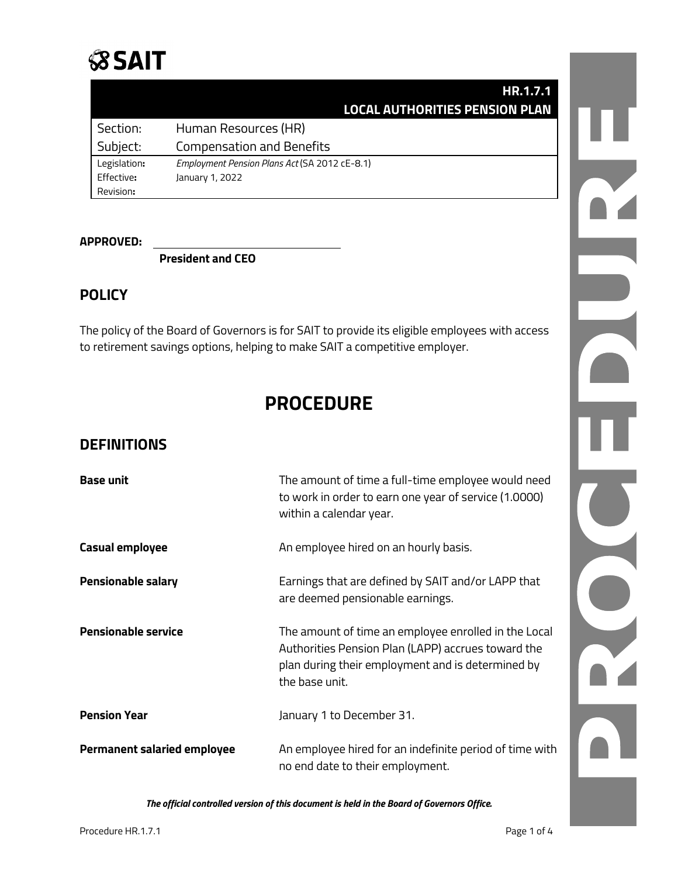# SAIT

| HR.1.7.1 | |
|---|---|
| **LOCAL AUTHORITIES PENSION PLAN** | |
| Section: | Human Resources (HR) |
| Subject: | Compensation and Benefits |
| Legislation: | *Employment Pension Plans Act* (SA 2012 cE-8.1) |
| Effective: | January 1, 2022 |
| Revision: | |

**APPROVED:** ______________________________

**President and CEO**

## POLICY

The policy of the Board of Governors is for SAIT to provide its eligible employees with access to retirement savings options, helping to make SAIT a competitive employer.

# PROCEDURE

## DEFINITIONS

| | |
|---|---|
| **Base unit** | The amount of time a full-time employee would need to work in order to earn one year of service (1.0000) within a calendar year. |
| **Casual employee** | An employee hired on an hourly basis. |
| **Pensionable salary** | Earnings that are defined by SAIT and/or LAPP that are deemed pensionable earnings. |
| **Pensionable service** | The amount of time an employee enrolled in the Local Authorities Pension Plan (LAPP) accrues toward the plan during their employment and is determined by the base unit. |
| **Pension Year** | January 1 to December 31. |
| **Permanent salaried employee** | An employee hired for an indefinite period of time with no end date to their employment. |

***The official controlled version of this document is held in the Board of Governors Office.***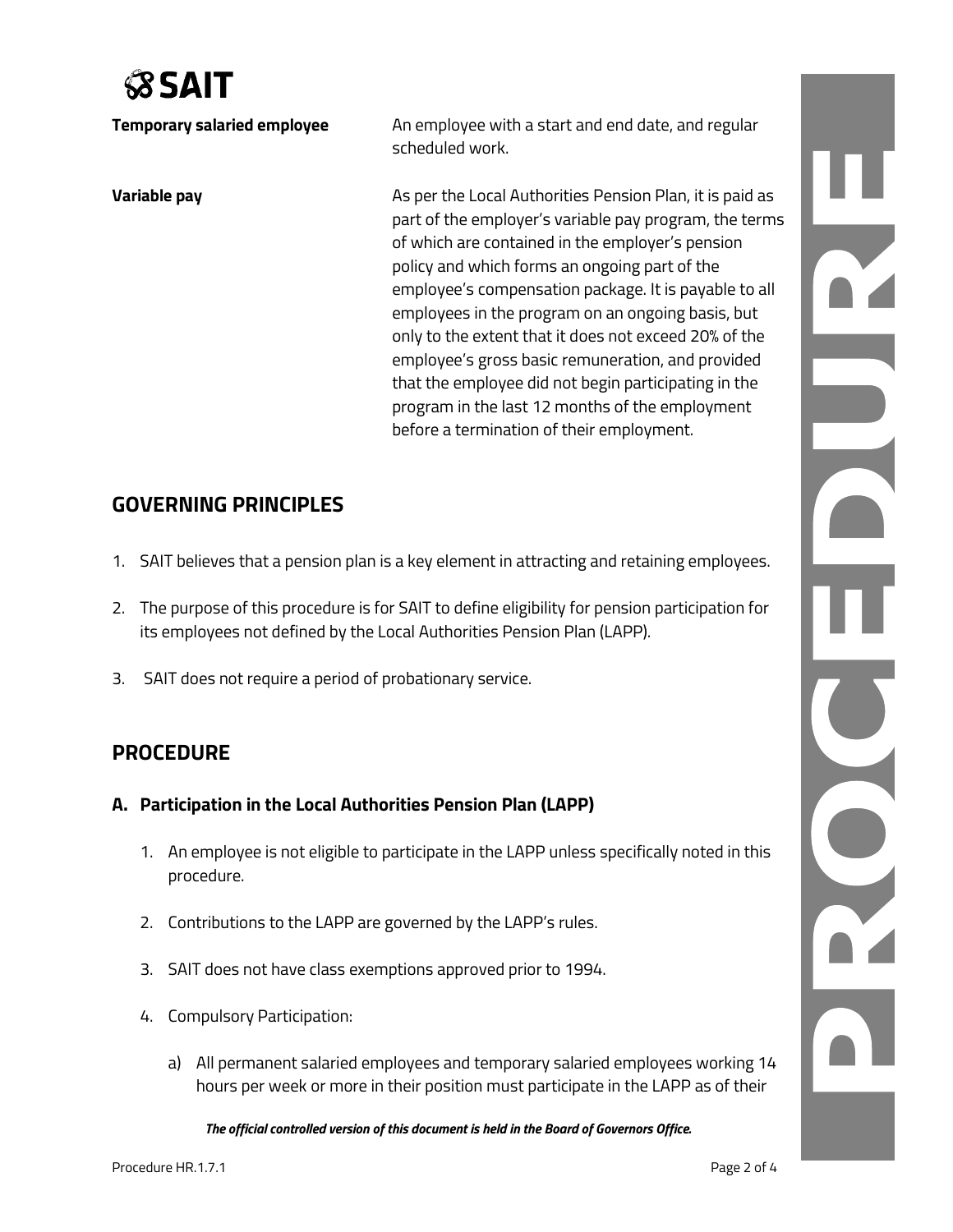**Temporary salaried employee**

An employee with a start and end date, and regular scheduled work.

**Variable pay**

As per the Local Authorities Pension Plan, it is paid as part of the employer's variable pay program, the terms of which are contained in the employer's pension policy and which forms an ongoing part of the employee's compensation package. It is payable to all employees in the program on an ongoing basis, but only to the extent that it does not exceed 20% of the employee's gross basic remuneration, and provided that the employee did not begin participating in the program in the last 12 months of the employment before a termination of their employment.

## GOVERNING PRINCIPLES

1. SAIT believes that a pension plan is a key element in attracting and retaining employees.
2. The purpose of this procedure is for SAIT to define eligibility for pension participation for its employees not defined by the Local Authorities Pension Plan (LAPP).
3. SAIT does not require a period of probationary service.

## PROCEDURE

### A. Participation in the Local Authorities Pension Plan (LAPP)

1. An employee is not eligible to participate in the LAPP unless specifically noted in this procedure.
2. Contributions to the LAPP are governed by the LAPP's rules.
3. SAIT does not have class exemptions approved prior to 1994.
4. Compulsory Participation:
   a) All permanent salaried employees and temporary salaried employees working 14 hours per week or more in their position must participate in the LAPP as of their

*The official controlled version of this document is held in the Board of Governors Office.*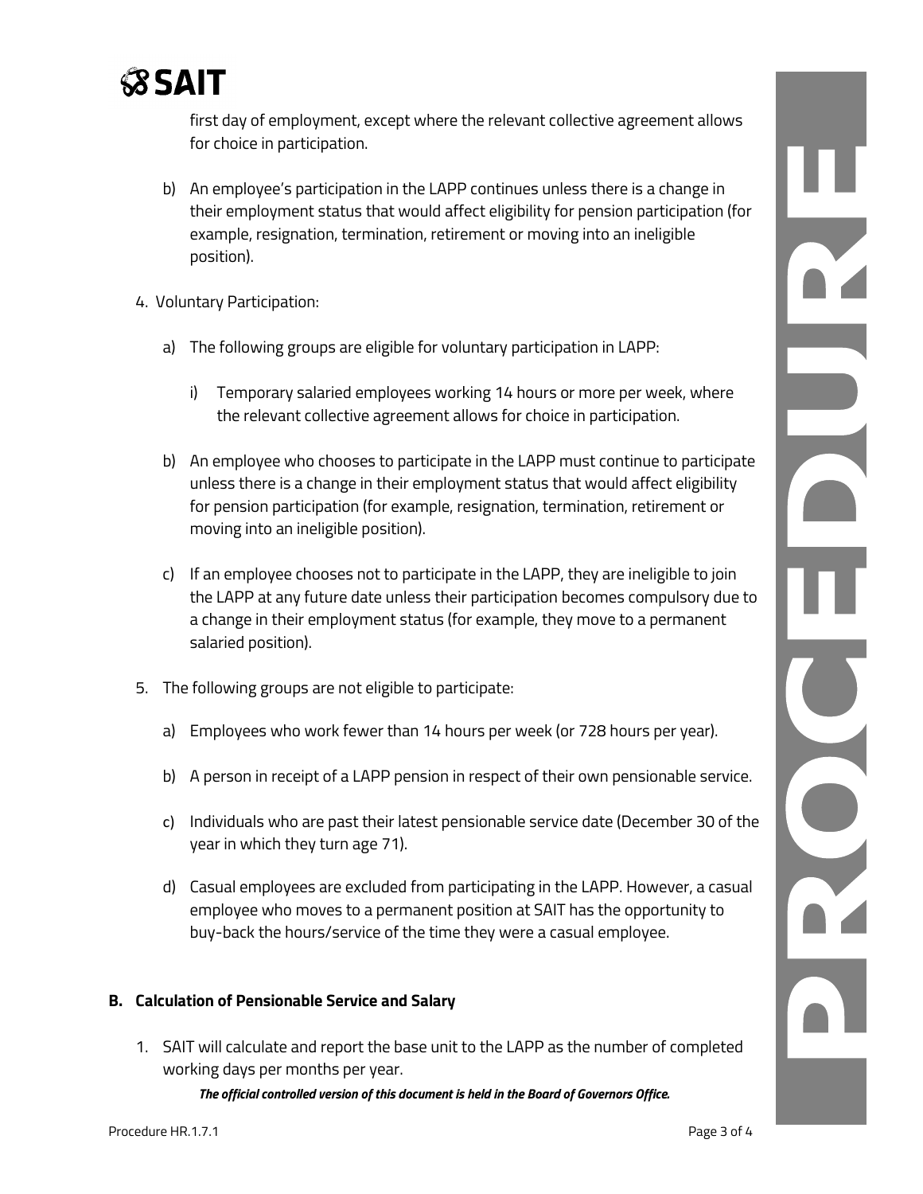first day of employment, except where the relevant collective agreement allows for choice in participation.

b) An employee's participation in the LAPP continues unless there is a change in their employment status that would affect eligibility for pension participation (for example, resignation, termination, retirement or moving into an ineligible position).

4. Voluntary Participation:

   a) The following groups are eligible for voluntary participation in LAPP:

      i) Temporary salaried employees working 14 hours or more per week, where the relevant collective agreement allows for choice in participation.

   b) An employee who chooses to participate in the LAPP must continue to participate unless there is a change in their employment status that would affect eligibility for pension participation (for example, resignation, termination, retirement or moving into an ineligible position).

   c) If an employee chooses not to participate in the LAPP, they are ineligible to join the LAPP at any future date unless their participation becomes compulsory due to a change in their employment status (for example, they move to a permanent salaried position).

5. The following groups are not eligible to participate:

   a) Employees who work fewer than 14 hours per week (or 728 hours per year).

   b) A person in receipt of a LAPP pension in respect of their own pensionable service.

   c) Individuals who are past their latest pensionable service date (December 30 of the year in which they turn age 71).

   d) Casual employees are excluded from participating in the LAPP. However, a casual employee who moves to a permanent position at SAIT has the opportunity to buy-back the hours/service of the time they were a casual employee.

**B. Calculation of Pensionable Service and Salary**

1. SAIT will calculate and report the base unit to the LAPP as the number of completed working days per months per year.

***The official controlled version of this document is held in the Board of Governors Office.***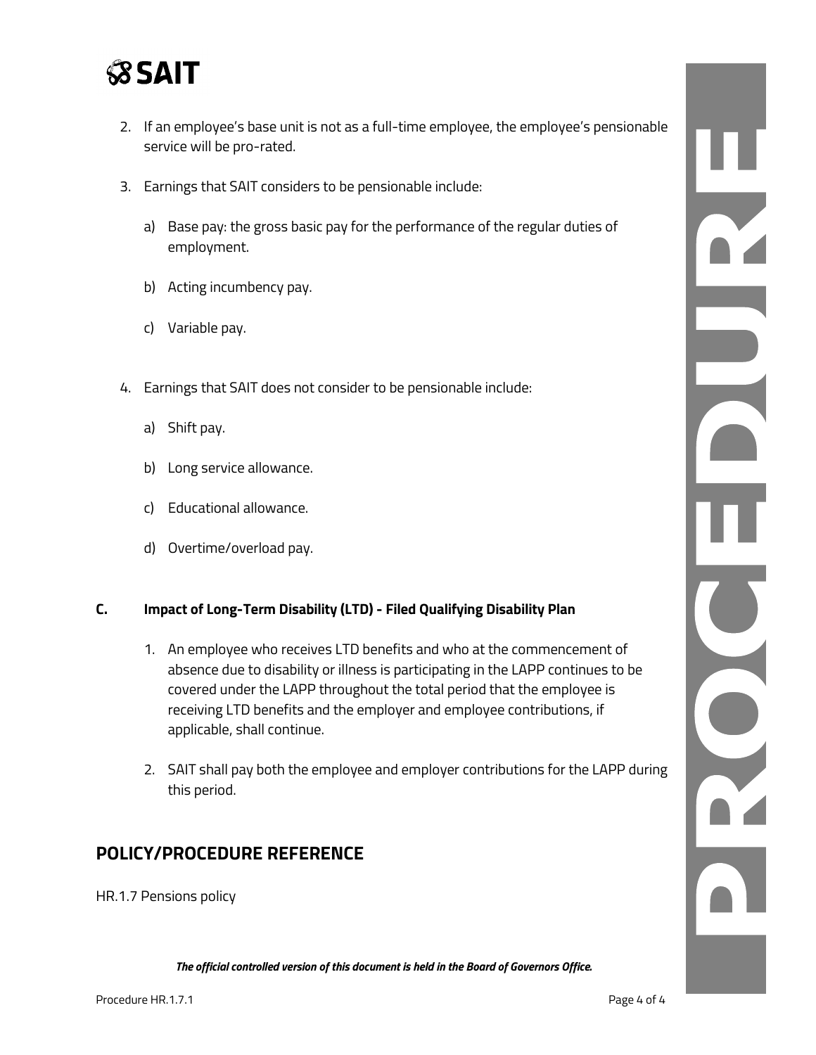2. If an employee's base unit is not as a full-time employee, the employee's pensionable service will be pro-rated.

3. Earnings that SAIT considers to be pensionable include:

   a) Base pay: the gross basic pay for the performance of the regular duties of employment.

   b) Acting incumbency pay.

   c) Variable pay.

4. Earnings that SAIT does not consider to be pensionable include:

   a) Shift pay.

   b) Long service allowance.

   c) Educational allowance.

   d) Overtime/overload pay.

**C. Impact of Long-Term Disability (LTD) - Filed Qualifying Disability Plan**

1. An employee who receives LTD benefits and who at the commencement of absence due to disability or illness is participating in the LAPP continues to be covered under the LAPP throughout the total period that the employee is receiving LTD benefits and the employer and employee contributions, if applicable, shall continue.

2. SAIT shall pay both the employee and employer contributions for the LAPP during this period.

## POLICY/PROCEDURE REFERENCE

HR.1.7 Pensions policy

***The official controlled version of this document is held in the Board of Governors Office.***